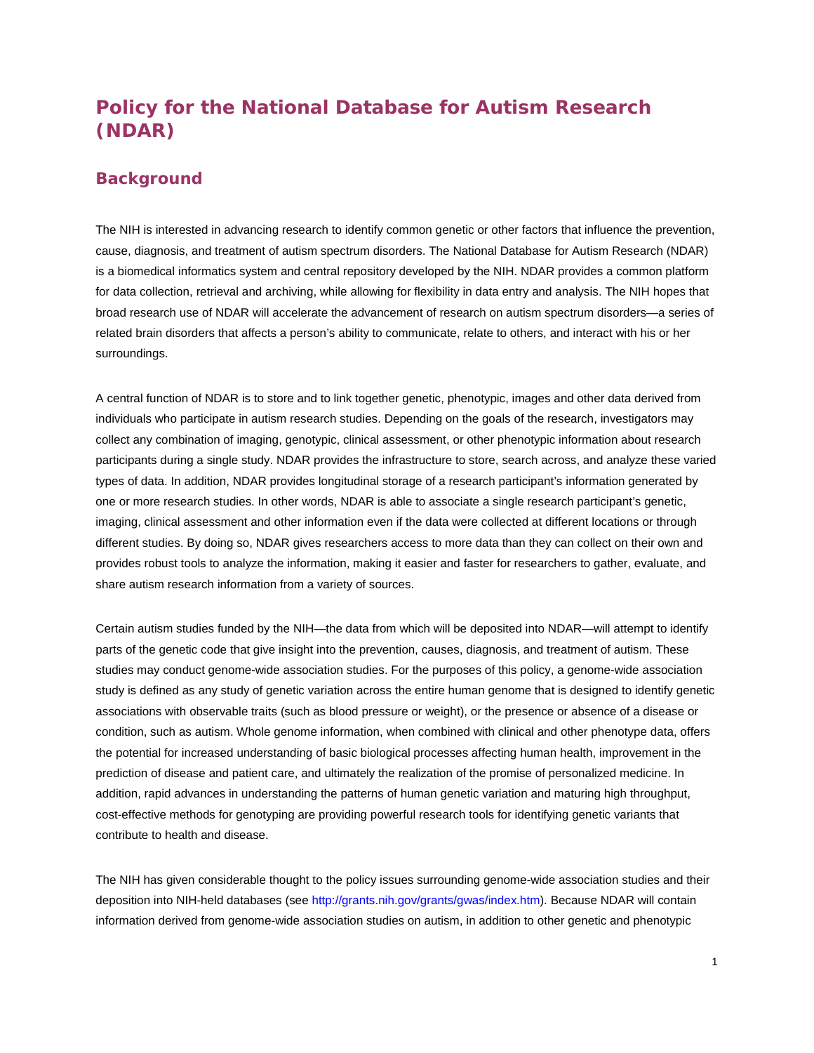# Policy for the National Database for Autism Research (NDAR)

## Background

The NIH is interested in advancing research to identify common genetic or other factors that influence the prevention, cause, diagnosis, and treatment of autism spectrum disorders. The National Database for Autism Research (NDAR) is a biomedical informatics system and central repository developed by the NIH. NDAR provides a common platform for data collection, retrieval and archiving, while allowing for flexibility in data entry and analysis. The NIH hopes that broad research use of NDAR will accelerate the advancement of research on autism spectrum disorders—a series of related brain disorders that affects a person's ability to communicate, relate to others, and interact with his or her surroundings.

A central function of NDAR is to store and to link together genetic, phenotypic, images and other data derived from individuals who participate in autism research studies. Depending on the goals of the research, investigators may collect any combination of imaging, genotypic, clinical assessment, or other phenotypic information about research participants during a single study. NDAR provides the infrastructure to store, search across, and analyze these varied types of data. In addition, NDAR provides longitudinal storage of a research participant's information generated by one or more research studies. In other words, NDAR is able to associate a single research participant's genetic, imaging, clinical assessment and other information even if the data were collected at different locations or through different studies. By doing so, NDAR gives researchers access to more data than they can collect on their own and provides robust tools to analyze the information, making it easier and faster for researchers to gather, evaluate, and share autism research information from a variety of sources.

Certain autism studies funded by the NIH—the data from which will be deposited into NDAR—will attempt to identify parts of the genetic code that give insight into the prevention, causes, diagnosis, and treatment of autism. These studies may conduct genome-wide association studies. For the purposes of this policy, a genome-wide association study is defined as any study of genetic variation across the entire human genome that is designed to identify genetic associations with observable traits (such as blood pressure or weight), or the presence or absence of a disease or condition, such as autism. Whole genome information, when combined with clinical and other phenotype data, offers the potential for increased understanding of basic biological processes affecting human health, improvement in the prediction of disease and patient care, and ultimately the realization of the promise of personalized medicine. In addition, rapid advances in understanding the patterns of human genetic variation and maturing high throughput, cost-effective methods for genotyping are providing powerful research tools for identifying genetic variants that contribute to health and disease.

The NIH has given considerable thought to the policy issues surrounding genome-wide association studies and their deposition into NIH-held databases (see http://grants.nih.gov/grants/gwas/index.htm). Because NDAR will contain information derived from genome-wide association studies on autism, in addition to other genetic and phenotypic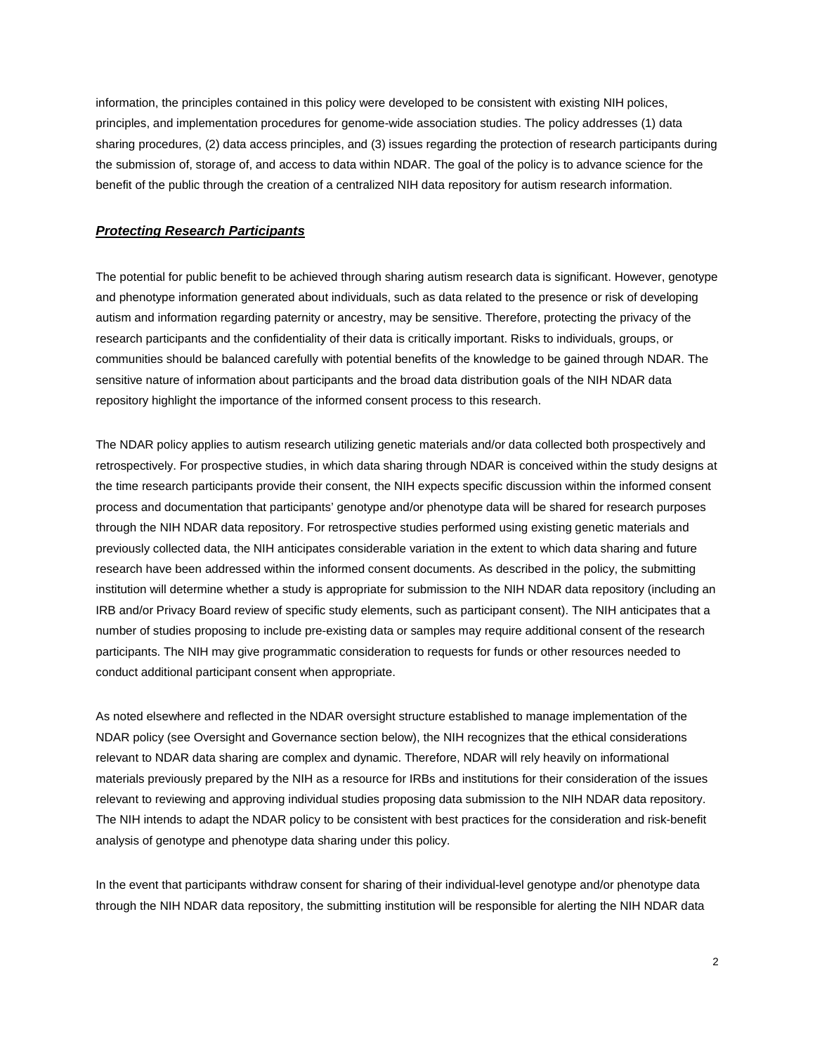information, the principles contained in this policy were developed to be consistent with existing NIH polices, principles, and implementation procedures for genome-wide association studies. The policy addresses (1) data sharing procedures, (2) data access principles, and (3) issues regarding the protection of research participants during the submission of, storage of, and access to data within NDAR. The goal of the policy is to advance science for the benefit of the public through the creation of a centralized NIH data repository for autism research information.

## ***Protecting Research Participants***

The potential for public benefit to be achieved through sharing autism research data is significant. However, genotype and phenotype information generated about individuals, such as data related to the presence or risk of developing autism and information regarding paternity or ancestry, may be sensitive. Therefore, protecting the privacy of the research participants and the confidentiality of their data is critically important. Risks to individuals, groups, or communities should be balanced carefully with potential benefits of the knowledge to be gained through NDAR. The sensitive nature of information about participants and the broad data distribution goals of the NIH NDAR data repository highlight the importance of the informed consent process to this research.

The NDAR policy applies to autism research utilizing genetic materials and/or data collected both prospectively and retrospectively. For prospective studies, in which data sharing through NDAR is conceived within the study designs at the time research participants provide their consent, the NIH expects specific discussion within the informed consent process and documentation that participants' genotype and/or phenotype data will be shared for research purposes through the NIH NDAR data repository. For retrospective studies performed using existing genetic materials and previously collected data, the NIH anticipates considerable variation in the extent to which data sharing and future research have been addressed within the informed consent documents. As described in the policy, the submitting institution will determine whether a study is appropriate for submission to the NIH NDAR data repository (including an IRB and/or Privacy Board review of specific study elements, such as participant consent). The NIH anticipates that a number of studies proposing to include pre-existing data or samples may require additional consent of the research participants. The NIH may give programmatic consideration to requests for funds or other resources needed to conduct additional participant consent when appropriate.

As noted elsewhere and reflected in the NDAR oversight structure established to manage implementation of the NDAR policy (see Oversight and Governance section below), the NIH recognizes that the ethical considerations relevant to NDAR data sharing are complex and dynamic. Therefore, NDAR will rely heavily on informational materials previously prepared by the NIH as a resource for IRBs and institutions for their consideration of the issues relevant to reviewing and approving individual studies proposing data submission to the NIH NDAR data repository. The NIH intends to adapt the NDAR policy to be consistent with best practices for the consideration and risk-benefit analysis of genotype and phenotype data sharing under this policy.

In the event that participants withdraw consent for sharing of their individual-level genotype and/or phenotype data through the NIH NDAR data repository, the submitting institution will be responsible for alerting the NIH NDAR data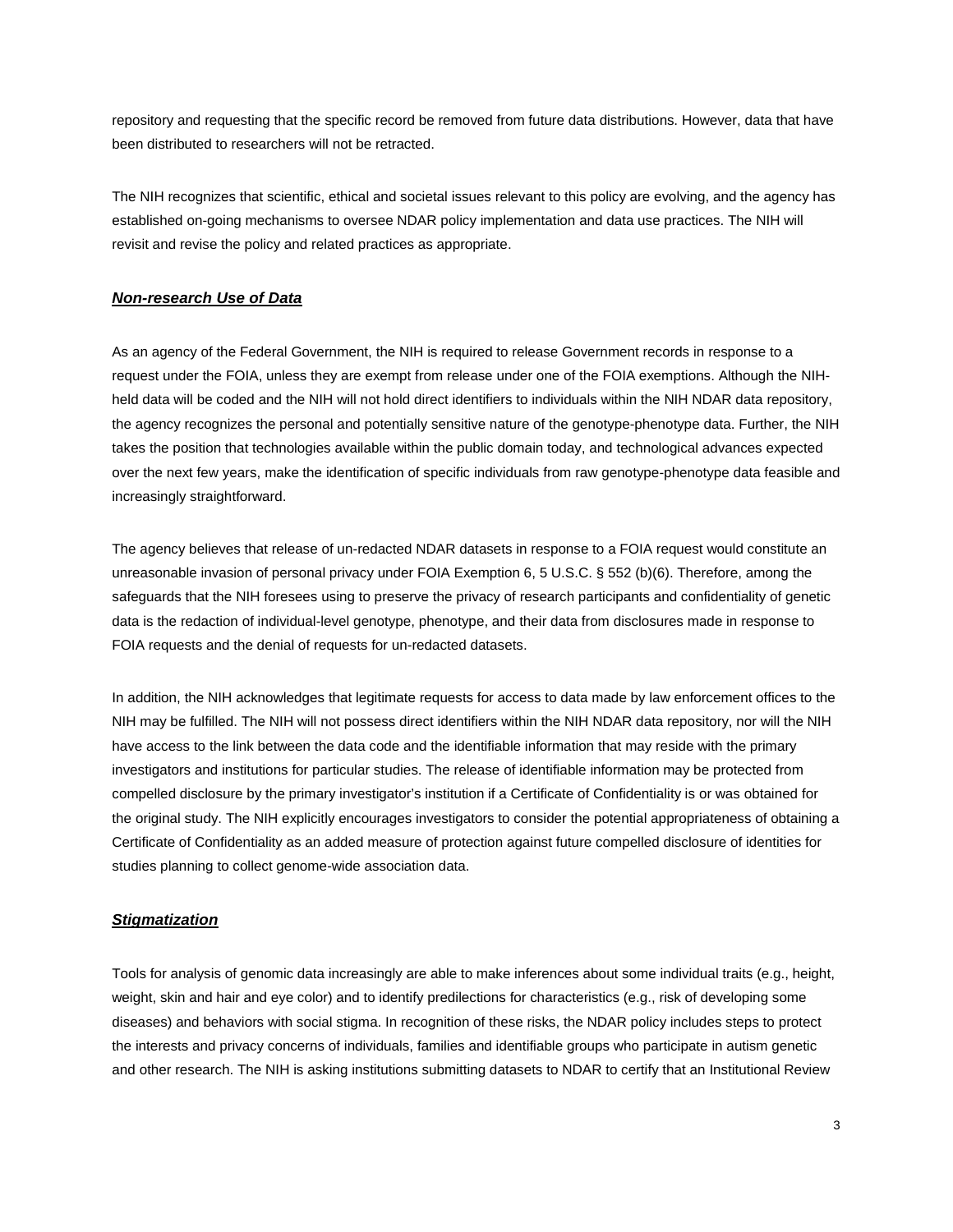repository and requesting that the specific record be removed from future data distributions. However, data that have been distributed to researchers will not be retracted.

The NIH recognizes that scientific, ethical and societal issues relevant to this policy are evolving, and the agency has established on-going mechanisms to oversee NDAR policy implementation and data use practices. The NIH will revisit and revise the policy and related practices as appropriate.

### ***Non-research Use of Data***

As an agency of the Federal Government, the NIH is required to release Government records in response to a request under the FOIA, unless they are exempt from release under one of the FOIA exemptions. Although the NIH-held data will be coded and the NIH will not hold direct identifiers to individuals within the NIH NDAR data repository, the agency recognizes the personal and potentially sensitive nature of the genotype-phenotype data. Further, the NIH takes the position that technologies available within the public domain today, and technological advances expected over the next few years, make the identification of specific individuals from raw genotype-phenotype data feasible and increasingly straightforward.

The agency believes that release of un-redacted NDAR datasets in response to a FOIA request would constitute an unreasonable invasion of personal privacy under FOIA Exemption 6, 5 U.S.C. § 552 (b)(6). Therefore, among the safeguards that the NIH foresees using to preserve the privacy of research participants and confidentiality of genetic data is the redaction of individual-level genotype, phenotype, and their data from disclosures made in response to FOIA requests and the denial of requests for un-redacted datasets.

In addition, the NIH acknowledges that legitimate requests for access to data made by law enforcement offices to the NIH may be fulfilled. The NIH will not possess direct identifiers within the NIH NDAR data repository, nor will the NIH have access to the link between the data code and the identifiable information that may reside with the primary investigators and institutions for particular studies. The release of identifiable information may be protected from compelled disclosure by the primary investigator's institution if a Certificate of Confidentiality is or was obtained for the original study. The NIH explicitly encourages investigators to consider the potential appropriateness of obtaining a Certificate of Confidentiality as an added measure of protection against future compelled disclosure of identities for studies planning to collect genome-wide association data.

### ***Stigmatization***

Tools for analysis of genomic data increasingly are able to make inferences about some individual traits (e.g., height, weight, skin and hair and eye color) and to identify predilections for characteristics (e.g., risk of developing some diseases) and behaviors with social stigma. In recognition of these risks, the NDAR policy includes steps to protect the interests and privacy concerns of individuals, families and identifiable groups who participate in autism genetic and other research. The NIH is asking institutions submitting datasets to NDAR to certify that an Institutional Review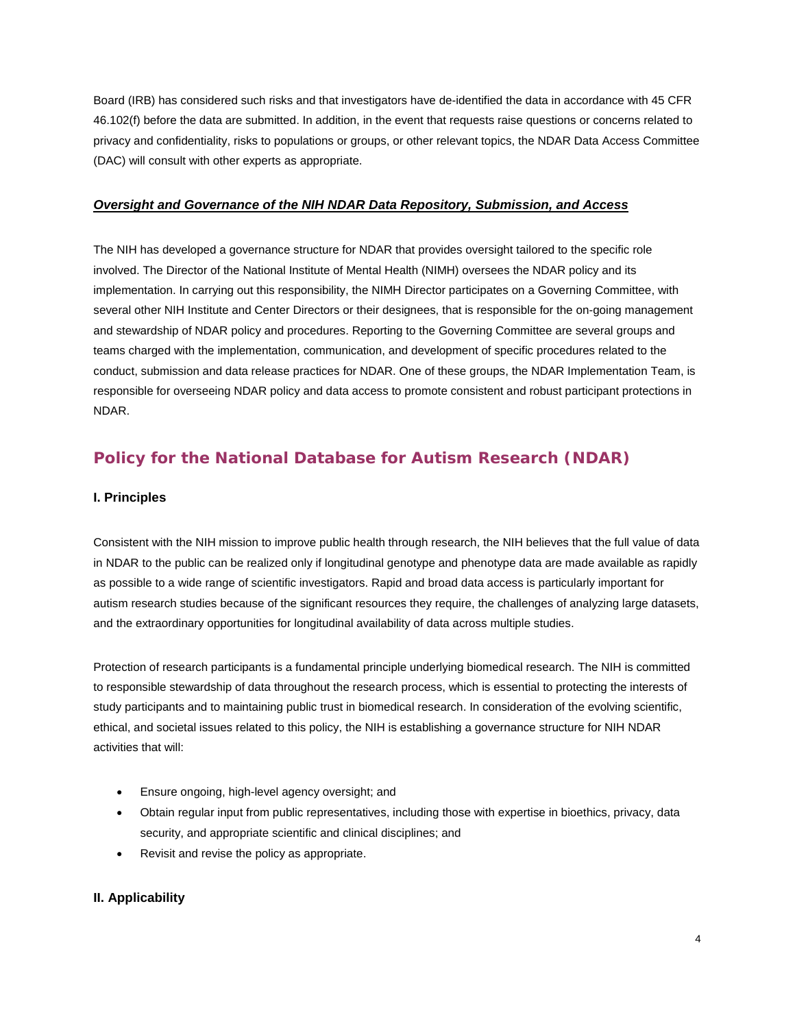Board (IRB) has considered such risks and that investigators have de-identified the data in accordance with 45 CFR 46.102(f) before the data are submitted. In addition, in the event that requests raise questions or concerns related to privacy and confidentiality, risks to populations or groups, or other relevant topics, the NDAR Data Access Committee (DAC) will consult with other experts as appropriate.

***Oversight and Governance of the NIH NDAR Data Repository, Submission, and Access***

The NIH has developed a governance structure for NDAR that provides oversight tailored to the specific role involved. The Director of the National Institute of Mental Health (NIMH) oversees the NDAR policy and its implementation. In carrying out this responsibility, the NIMH Director participates on a Governing Committee, with several other NIH Institute and Center Directors or their designees, that is responsible for the on-going management and stewardship of NDAR policy and procedures. Reporting to the Governing Committee are several groups and teams charged with the implementation, communication, and development of specific procedures related to the conduct, submission and data release practices for NDAR. One of these groups, the NDAR Implementation Team, is responsible for overseeing NDAR policy and data access to promote consistent and robust participant protections in NDAR.

## Policy for the National Database for Autism Research (NDAR)

### I. Principles

Consistent with the NIH mission to improve public health through research, the NIH believes that the full value of data in NDAR to the public can be realized only if longitudinal genotype and phenotype data are made available as rapidly as possible to a wide range of scientific investigators. Rapid and broad data access is particularly important for autism research studies because of the significant resources they require, the challenges of analyzing large datasets, and the extraordinary opportunities for longitudinal availability of data across multiple studies.

Protection of research participants is a fundamental principle underlying biomedical research. The NIH is committed to responsible stewardship of data throughout the research process, which is essential to protecting the interests of study participants and to maintaining public trust in biomedical research. In consideration of the evolving scientific, ethical, and societal issues related to this policy, the NIH is establishing a governance structure for NIH NDAR activities that will:

- Ensure ongoing, high-level agency oversight; and
- Obtain regular input from public representatives, including those with expertise in bioethics, privacy, data security, and appropriate scientific and clinical disciplines; and
- Revisit and revise the policy as appropriate.

### II. Applicability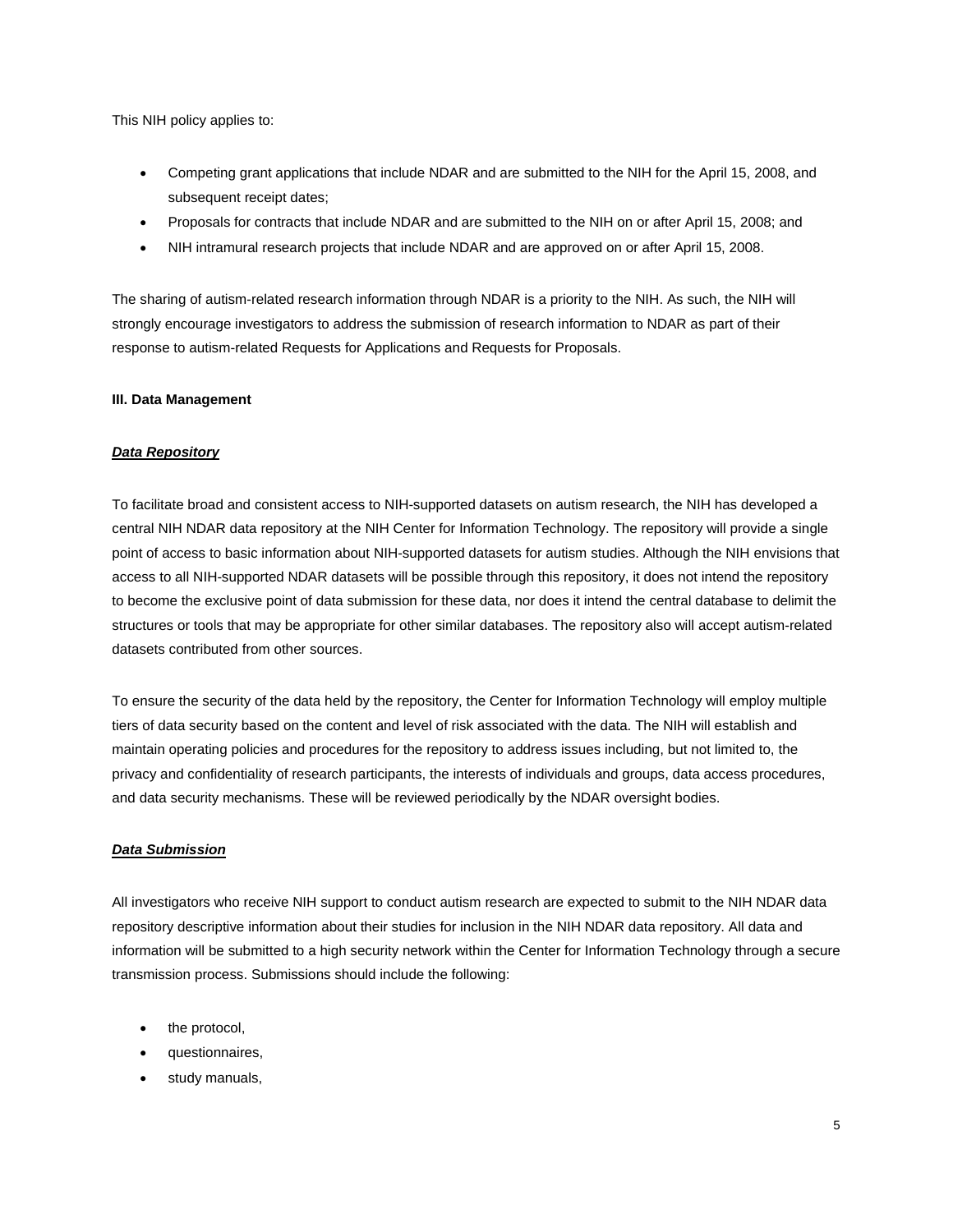This NIH policy applies to:

- Competing grant applications that include NDAR and are submitted to the NIH for the April 15, 2008, and subsequent receipt dates;
- Proposals for contracts that include NDAR and are submitted to the NIH on or after April 15, 2008; and
- NIH intramural research projects that include NDAR and are approved on or after April 15, 2008.

The sharing of autism-related research information through NDAR is a priority to the NIH. As such, the NIH will strongly encourage investigators to address the submission of research information to NDAR as part of their response to autism-related Requests for Applications and Requests for Proposals.

### III. Data Management

***Data Repository***

To facilitate broad and consistent access to NIH-supported datasets on autism research, the NIH has developed a central NIH NDAR data repository at the NIH Center for Information Technology. The repository will provide a single point of access to basic information about NIH-supported datasets for autism studies. Although the NIH envisions that access to all NIH-supported NDAR datasets will be possible through this repository, it does not intend the repository to become the exclusive point of data submission for these data, nor does it intend the central database to delimit the structures or tools that may be appropriate for other similar databases. The repository also will accept autism-related datasets contributed from other sources.

To ensure the security of the data held by the repository, the Center for Information Technology will employ multiple tiers of data security based on the content and level of risk associated with the data. The NIH will establish and maintain operating policies and procedures for the repository to address issues including, but not limited to, the privacy and confidentiality of research participants, the interests of individuals and groups, data access procedures, and data security mechanisms. These will be reviewed periodically by the NDAR oversight bodies.

***Data Submission***

All investigators who receive NIH support to conduct autism research are expected to submit to the NIH NDAR data repository descriptive information about their studies for inclusion in the NIH NDAR data repository. All data and information will be submitted to a high security network within the Center for Information Technology through a secure transmission process. Submissions should include the following:

- the protocol,
- questionnaires,
- study manuals,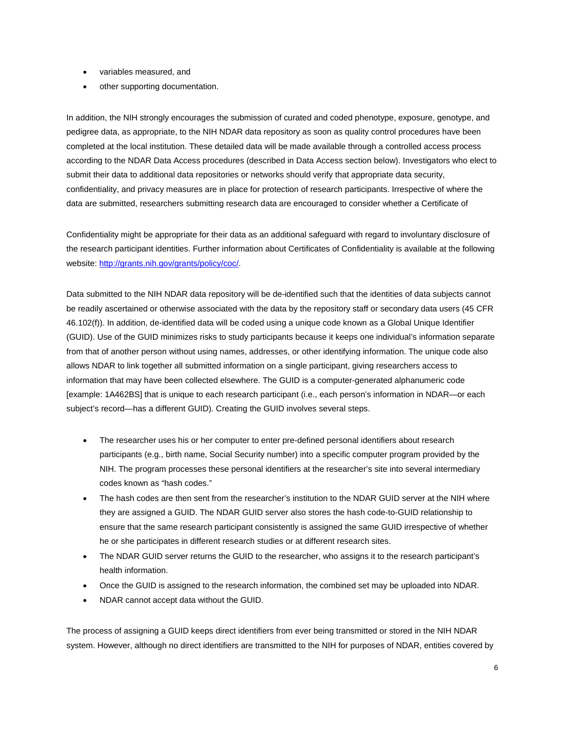- variables measured, and
- other supporting documentation.

In addition, the NIH strongly encourages the submission of curated and coded phenotype, exposure, genotype, and pedigree data, as appropriate, to the NIH NDAR data repository as soon as quality control procedures have been completed at the local institution. These detailed data will be made available through a controlled access process according to the NDAR Data Access procedures (described in Data Access section below). Investigators who elect to submit their data to additional data repositories or networks should verify that appropriate data security, confidentiality, and privacy measures are in place for protection of research participants. Irrespective of where the data are submitted, researchers submitting research data are encouraged to consider whether a Certificate of Confidentiality might be appropriate for their data as an additional safeguard with regard to involuntary disclosure of the research participant identities. Further information about Certificates of Confidentiality is available at the following website: [http://grants.nih.gov/grants/policy/coc/](http://grants.nih.gov/grants/policy/coc/).

Data submitted to the NIH NDAR data repository will be de-identified such that the identities of data subjects cannot be readily ascertained or otherwise associated with the data by the repository staff or secondary data users (45 CFR 46.102(f)). In addition, de-identified data will be coded using a unique code known as a Global Unique Identifier (GUID). Use of the GUID minimizes risks to study participants because it keeps one individual's information separate from that of another person without using names, addresses, or other identifying information. The unique code also allows NDAR to link together all submitted information on a single participant, giving researchers access to information that may have been collected elsewhere. The GUID is a computer-generated alphanumeric code [example: 1A462BS] that is unique to each research participant (i.e., each person's information in NDAR—or each subject's record—has a different GUID). Creating the GUID involves several steps.

- The researcher uses his or her computer to enter pre-defined personal identifiers about research participants (e.g., birth name, Social Security number) into a specific computer program provided by the NIH. The program processes these personal identifiers at the researcher's site into several intermediary codes known as "hash codes."
- The hash codes are then sent from the researcher's institution to the NDAR GUID server at the NIH where they are assigned a GUID. The NDAR GUID server also stores the hash code-to-GUID relationship to ensure that the same research participant consistently is assigned the same GUID irrespective of whether he or she participates in different research studies or at different research sites.
- The NDAR GUID server returns the GUID to the researcher, who assigns it to the research participant's health information.
- Once the GUID is assigned to the research information, the combined set may be uploaded into NDAR.
- NDAR cannot accept data without the GUID.

The process of assigning a GUID keeps direct identifiers from ever being transmitted or stored in the NIH NDAR system. However, although no direct identifiers are transmitted to the NIH for purposes of NDAR, entities covered by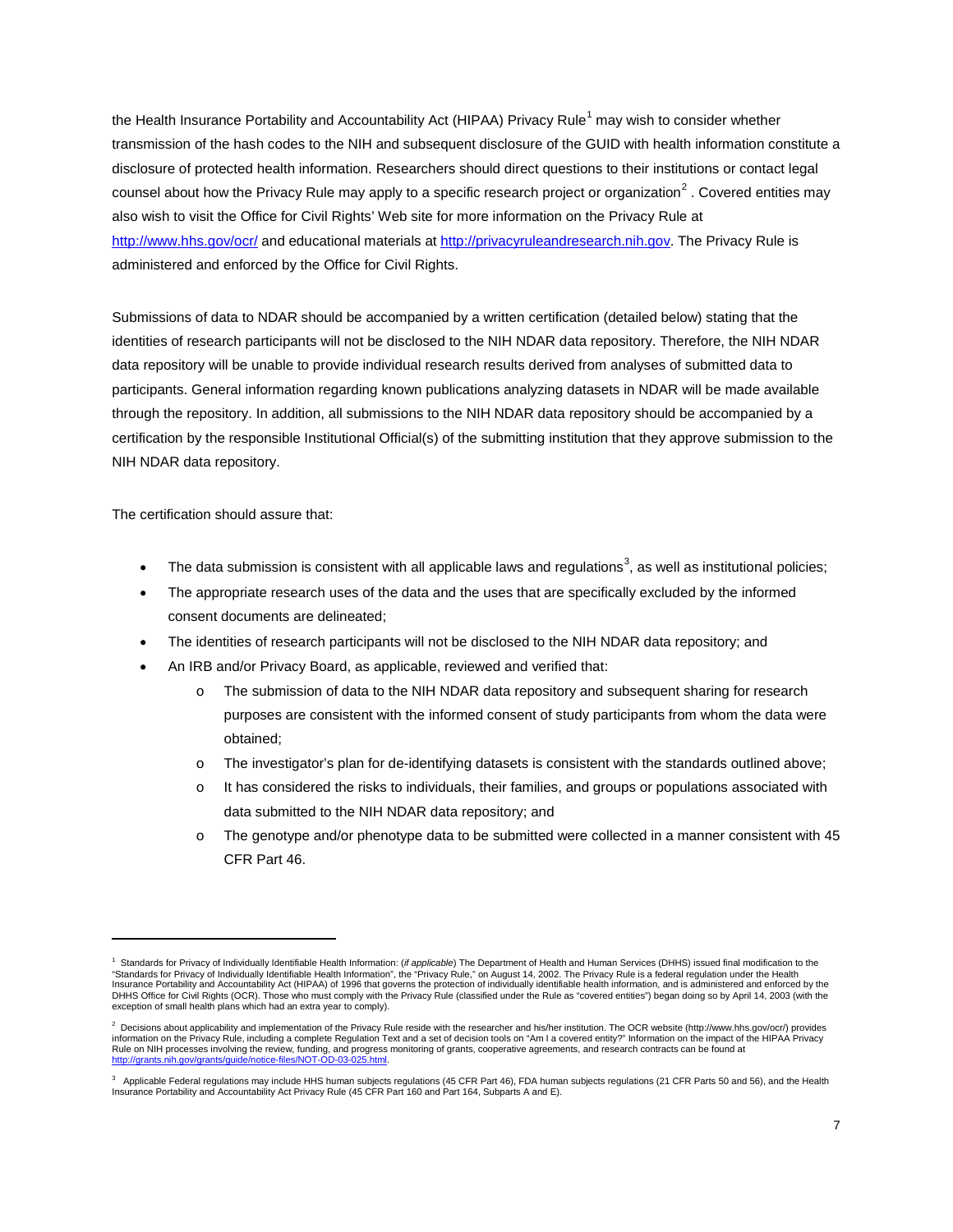the Health Insurance Portability and Accountability Act (HIPAA) Privacy Rule[1] may wish to consider whether transmission of the hash codes to the NIH and subsequent disclosure of the GUID with health information constitute a disclosure of protected health information. Researchers should direct questions to their institutions or contact legal counsel about how the Privacy Rule may apply to a specific research project or organization[2] . Covered entities may also wish to visit the Office for Civil Rights' Web site for more information on the Privacy Rule at http://www.hhs.gov/ocr/ and educational materials at http://privacyruleandresearch.nih.gov. The Privacy Rule is administered and enforced by the Office for Civil Rights.

Submissions of data to NDAR should be accompanied by a written certification (detailed below) stating that the identities of research participants will not be disclosed to the NIH NDAR data repository. Therefore, the NIH NDAR data repository will be unable to provide individual research results derived from analyses of submitted data to participants. General information regarding known publications analyzing datasets in NDAR will be made available through the repository. In addition, all submissions to the NIH NDAR data repository should be accompanied by a certification by the responsible Institutional Official(s) of the submitting institution that they approve submission to the NIH NDAR data repository.

The certification should assure that:

- The data submission is consistent with all applicable laws and regulations[3], as well as institutional policies;
- The appropriate research uses of the data and the uses that are specifically excluded by the informed consent documents are delineated;
- The identities of research participants will not be disclosed to the NIH NDAR data repository; and
- An IRB and/or Privacy Board, as applicable, reviewed and verified that:
  - The submission of data to the NIH NDAR data repository and subsequent sharing for research purposes are consistent with the informed consent of study participants from whom the data were obtained;
  - The investigator's plan for de-identifying datasets is consistent with the standards outlined above;
  - It has considered the risks to individuals, their families, and groups or populations associated with data submitted to the NIH NDAR data repository; and
  - The genotype and/or phenotype data to be submitted were collected in a manner consistent with 45 CFR Part 46.

---

[1] Standards for Privacy of Individually Identifiable Health Information: (*if applicable*) The Department of Health and Human Services (DHHS) issued final modification to the "Standards for Privacy of Individually Identifiable Health Information", the "Privacy Rule," on August 14, 2002. The Privacy Rule is a federal regulation under the Health Insurance Portability and Accountability Act (HIPAA) of 1996 that governs the protection of individually identifiable health information, and is administered and enforced by the DHHS Office for Civil Rights (OCR). Those who must comply with the Privacy Rule (classified under the Rule as "covered entities") began doing so by April 14, 2003 (with the exception of small health plans which had an extra year to comply).

[2] Decisions about applicability and implementation of the Privacy Rule reside with the researcher and his/her institution. The OCR website (http://www.hhs.gov/ocr/) provides information on the Privacy Rule, including a complete Regulation Text and a set of decision tools on "Am I a covered entity?" Information on the impact of the HIPAA Privacy Rule on NIH processes involving the review, funding, and progress monitoring of grants, cooperative agreements, and research contracts can be found at http://grants.nih.gov/grants/guide/notice-files/NOT-OD-03-025.html.

[3] Applicable Federal regulations may include HHS human subjects regulations (45 CFR Part 46), FDA human subjects regulations (21 CFR Parts 50 and 56), and the Health Insurance Portability and Accountability Act Privacy Rule (45 CFR Part 160 and Part 164, Subparts A and E).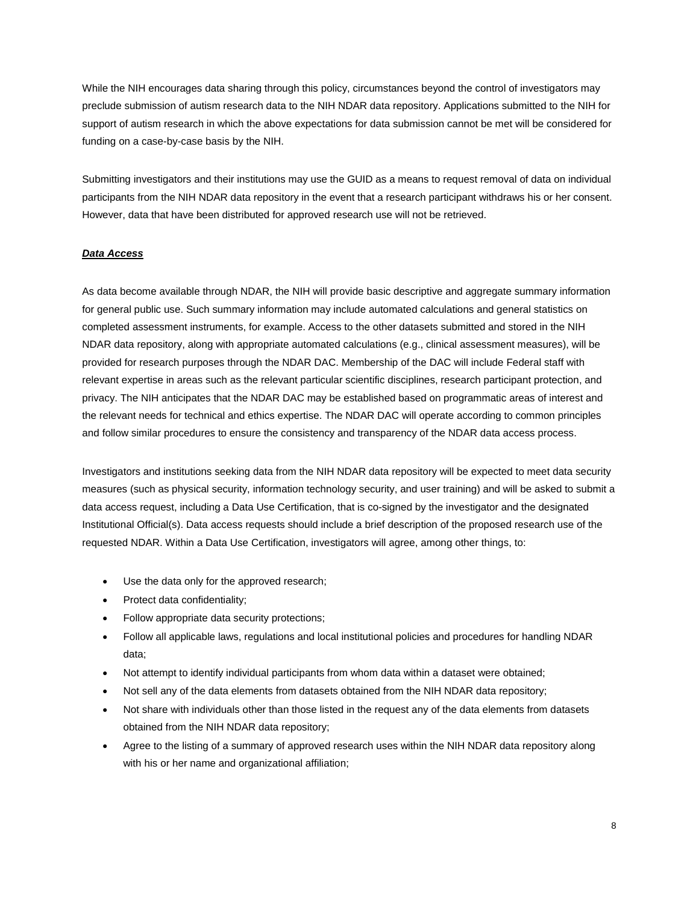While the NIH encourages data sharing through this policy, circumstances beyond the control of investigators may preclude submission of autism research data to the NIH NDAR data repository. Applications submitted to the NIH for support of autism research in which the above expectations for data submission cannot be met will be considered for funding on a case-by-case basis by the NIH.

Submitting investigators and their institutions may use the GUID as a means to request removal of data on individual participants from the NIH NDAR data repository in the event that a research participant withdraws his or her consent. However, data that have been distributed for approved research use will not be retrieved.

***Data Access***

As data become available through NDAR, the NIH will provide basic descriptive and aggregate summary information for general public use. Such summary information may include automated calculations and general statistics on completed assessment instruments, for example. Access to the other datasets submitted and stored in the NIH NDAR data repository, along with appropriate automated calculations (e.g., clinical assessment measures), will be provided for research purposes through the NDAR DAC. Membership of the DAC will include Federal staff with relevant expertise in areas such as the relevant particular scientific disciplines, research participant protection, and privacy. The NIH anticipates that the NDAR DAC may be established based on programmatic areas of interest and the relevant needs for technical and ethics expertise. The NDAR DAC will operate according to common principles and follow similar procedures to ensure the consistency and transparency of the NDAR data access process.

Investigators and institutions seeking data from the NIH NDAR data repository will be expected to meet data security measures (such as physical security, information technology security, and user training) and will be asked to submit a data access request, including a Data Use Certification, that is co-signed by the investigator and the designated Institutional Official(s). Data access requests should include a brief description of the proposed research use of the requested NDAR. Within a Data Use Certification, investigators will agree, among other things, to:

- Use the data only for the approved research;
- Protect data confidentiality;
- Follow appropriate data security protections;
- Follow all applicable laws, regulations and local institutional policies and procedures for handling NDAR data;
- Not attempt to identify individual participants from whom data within a dataset were obtained;
- Not sell any of the data elements from datasets obtained from the NIH NDAR data repository;
- Not share with individuals other than those listed in the request any of the data elements from datasets obtained from the NIH NDAR data repository;
- Agree to the listing of a summary of approved research uses within the NIH NDAR data repository along with his or her name and organizational affiliation;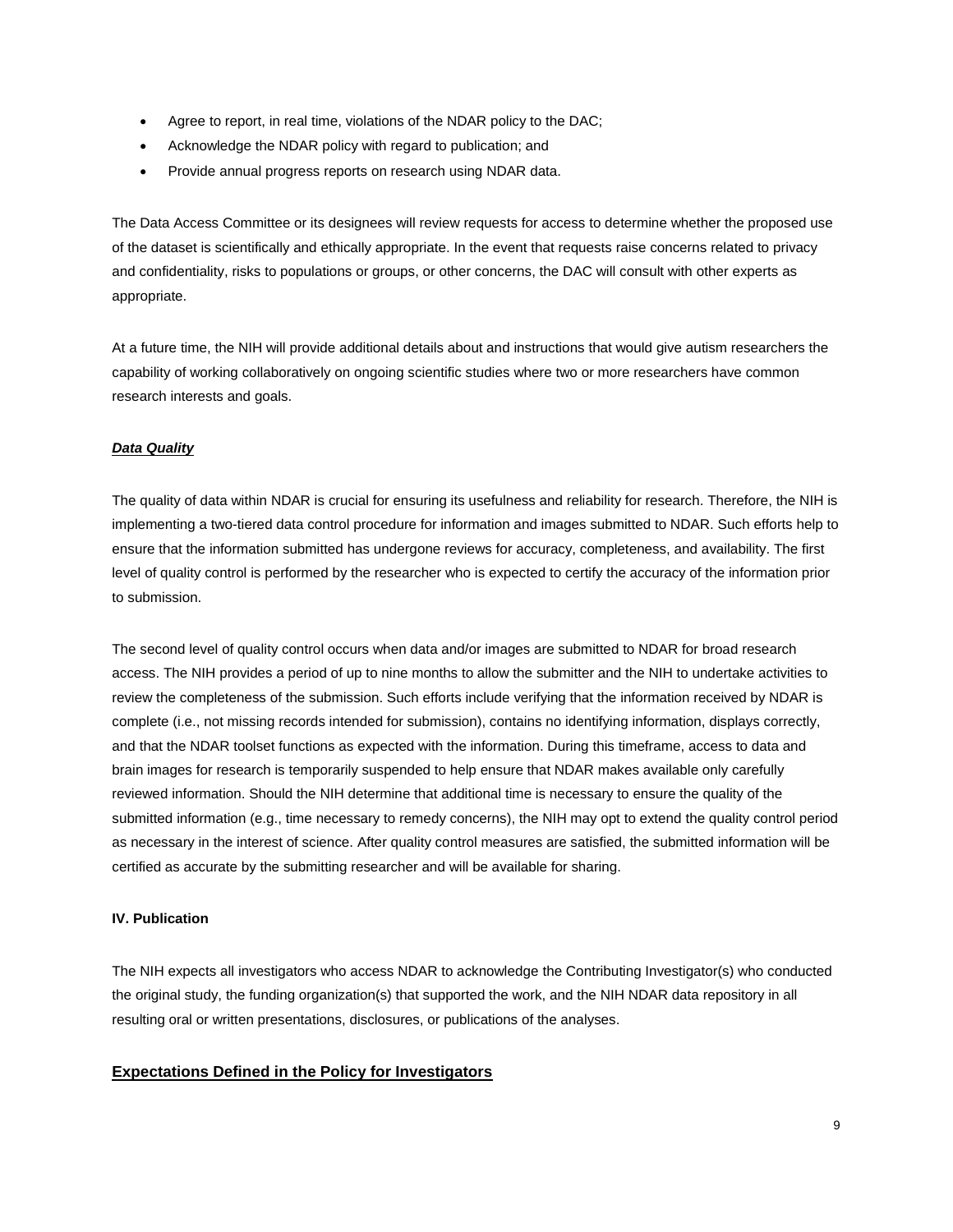- Agree to report, in real time, violations of the NDAR policy to the DAC;
- Acknowledge the NDAR policy with regard to publication; and
- Provide annual progress reports on research using NDAR data.

The Data Access Committee or its designees will review requests for access to determine whether the proposed use of the dataset is scientifically and ethically appropriate. In the event that requests raise concerns related to privacy and confidentiality, risks to populations or groups, or other concerns, the DAC will consult with other experts as appropriate.

At a future time, the NIH will provide additional details about and instructions that would give autism researchers the capability of working collaboratively on ongoing scientific studies where two or more researchers have common research interests and goals.

***Data Quality***

The quality of data within NDAR is crucial for ensuring its usefulness and reliability for research. Therefore, the NIH is implementing a two-tiered data control procedure for information and images submitted to NDAR. Such efforts help to ensure that the information submitted has undergone reviews for accuracy, completeness, and availability. The first level of quality control is performed by the researcher who is expected to certify the accuracy of the information prior to submission.

The second level of quality control occurs when data and/or images are submitted to NDAR for broad research access. The NIH provides a period of up to nine months to allow the submitter and the NIH to undertake activities to review the completeness of the submission. Such efforts include verifying that the information received by NDAR is complete (i.e., not missing records intended for submission), contains no identifying information, displays correctly, and that the NDAR toolset functions as expected with the information. During this timeframe, access to data and brain images for research is temporarily suspended to help ensure that NDAR makes available only carefully reviewed information. Should the NIH determine that additional time is necessary to ensure the quality of the submitted information (e.g., time necessary to remedy concerns), the NIH may opt to extend the quality control period as necessary in the interest of science. After quality control measures are satisfied, the submitted information will be certified as accurate by the submitting researcher and will be available for sharing.

**IV. Publication**

The NIH expects all investigators who access NDAR to acknowledge the Contributing Investigator(s) who conducted the original study, the funding organization(s) that supported the work, and the NIH NDAR data repository in all resulting oral or written presentations, disclosures, or publications of the analyses.

## Expectations Defined in the Policy for Investigators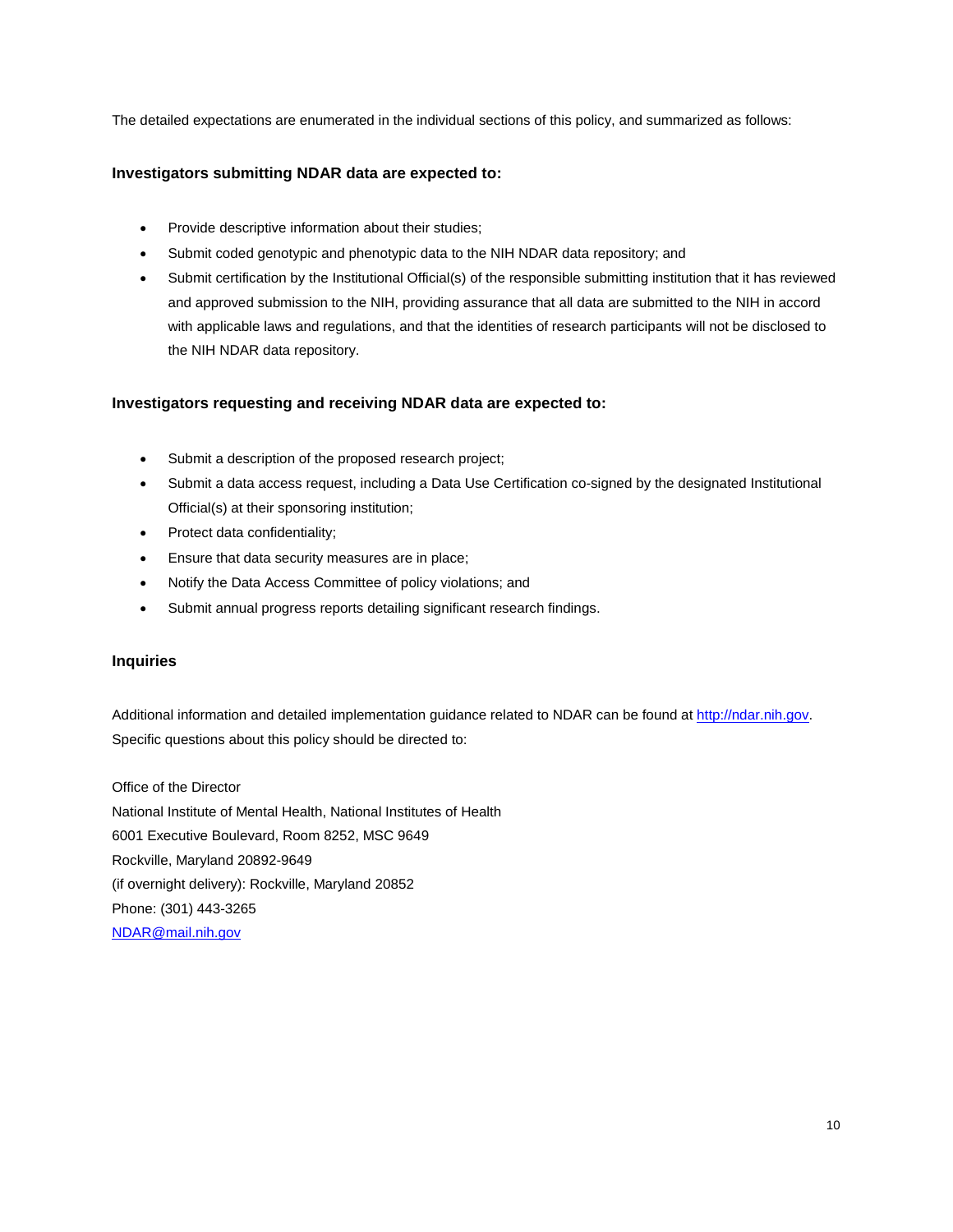The detailed expectations are enumerated in the individual sections of this policy, and summarized as follows:

### Investigators submitting NDAR data are expected to:

- Provide descriptive information about their studies;
- Submit coded genotypic and phenotypic data to the NIH NDAR data repository; and
- Submit certification by the Institutional Official(s) of the responsible submitting institution that it has reviewed and approved submission to the NIH, providing assurance that all data are submitted to the NIH in accord with applicable laws and regulations, and that the identities of research participants will not be disclosed to the NIH NDAR data repository.

### Investigators requesting and receiving NDAR data are expected to:

- Submit a description of the proposed research project;
- Submit a data access request, including a Data Use Certification co-signed by the designated Institutional Official(s) at their sponsoring institution;
- Protect data confidentiality;
- Ensure that data security measures are in place;
- Notify the Data Access Committee of policy violations; and
- Submit annual progress reports detailing significant research findings.

### Inquiries

Additional information and detailed implementation guidance related to NDAR can be found at http://ndar.nih.gov. Specific questions about this policy should be directed to:

Office of the Director
National Institute of Mental Health, National Institutes of Health
6001 Executive Boulevard, Room 8252, MSC 9649
Rockville, Maryland 20892-9649
(if overnight delivery): Rockville, Maryland 20852
Phone: (301) 443-3265
NDAR@mail.nih.gov